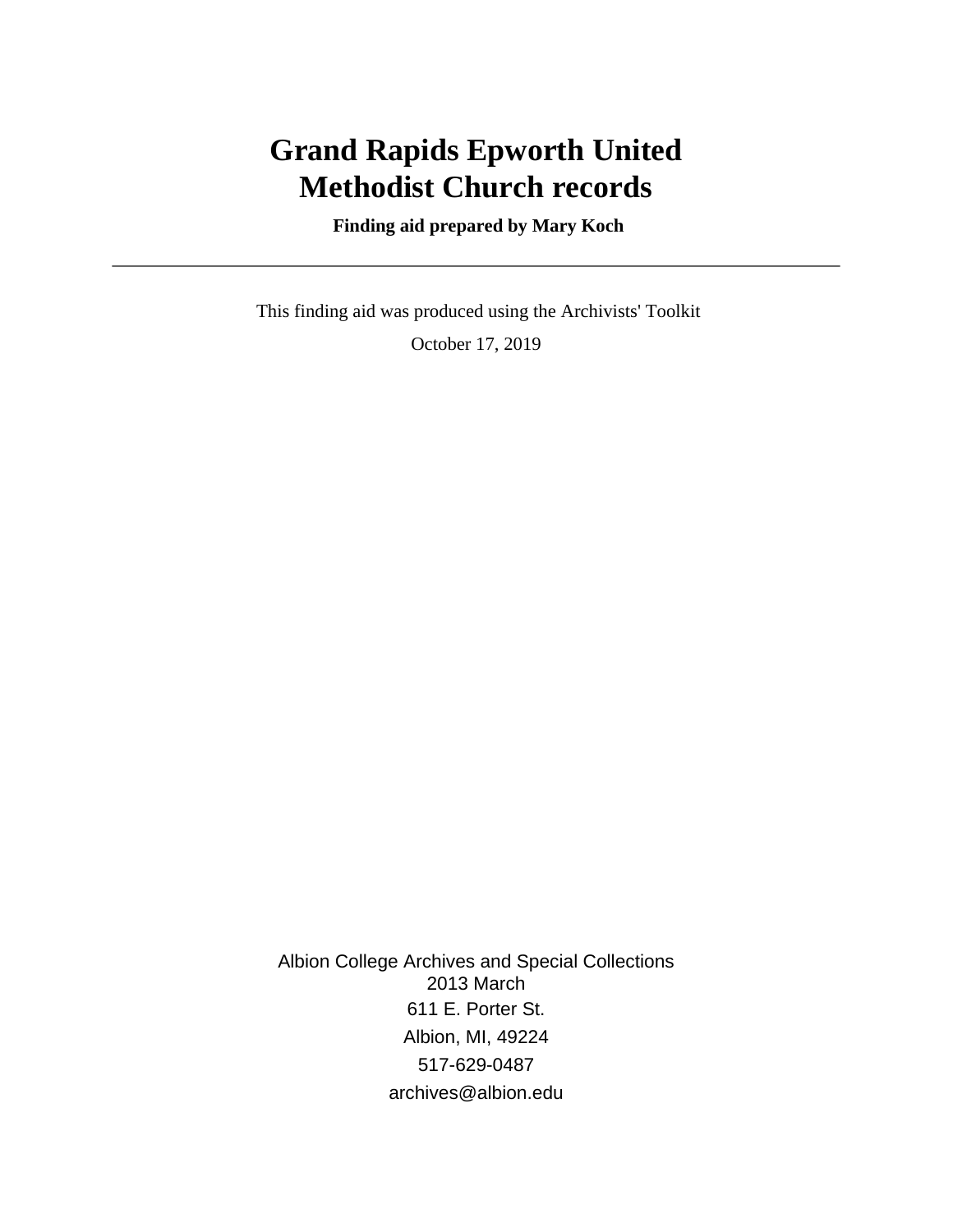# Grand Rapids Epworth United Methodist Church records

**Finding aid prepared by Mary Koch**

---

This finding aid was produced using the Archivists' Toolkit

October 17, 2019

Albion College Archives and Special Collections
2013 March
611 E. Porter St.
Albion, MI, 49224
517-629-0487
archives@albion.edu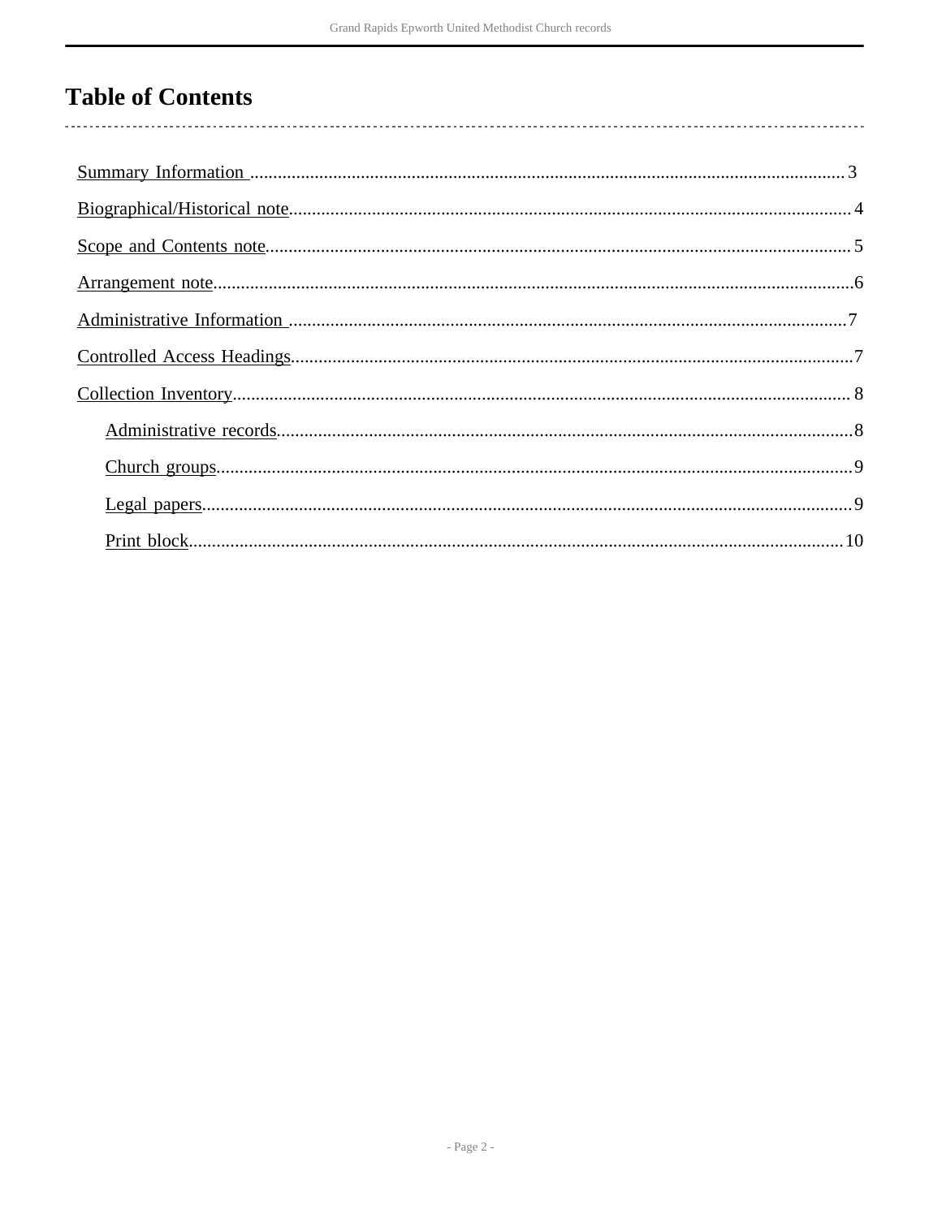# Table of Contents

- Summary Information ........ 3
- Biographical/Historical note ........ 4
- Scope and Contents note ........ 5
- Arrangement note ........ 6
- Administrative Information ........ 7
- Controlled Access Headings ........ 7
- Collection Inventory ........ 8
  - Administrative records ........ 8
  - Church groups ........ 9
  - Legal papers ........ 9
  - Print block ........ 10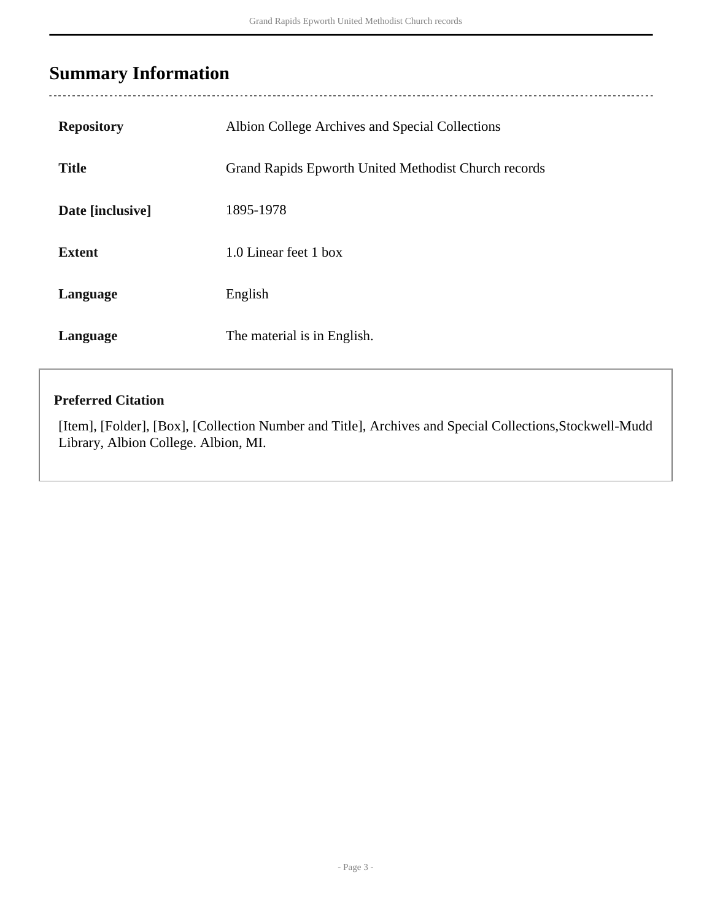## Summary Information

| | |
|---|---|
| **Repository** | Albion College Archives and Special Collections |
| **Title** | Grand Rapids Epworth United Methodist Church records |
| **Date [inclusive]** | 1895-1978 |
| **Extent** | 1.0 Linear feet 1 box |
| **Language** | English |
| **Language** | The material is in English. |

**Preferred Citation**

[Item], [Folder], [Box], [Collection Number and Title], Archives and Special Collections,Stockwell-Mudd Library, Albion College. Albion, MI.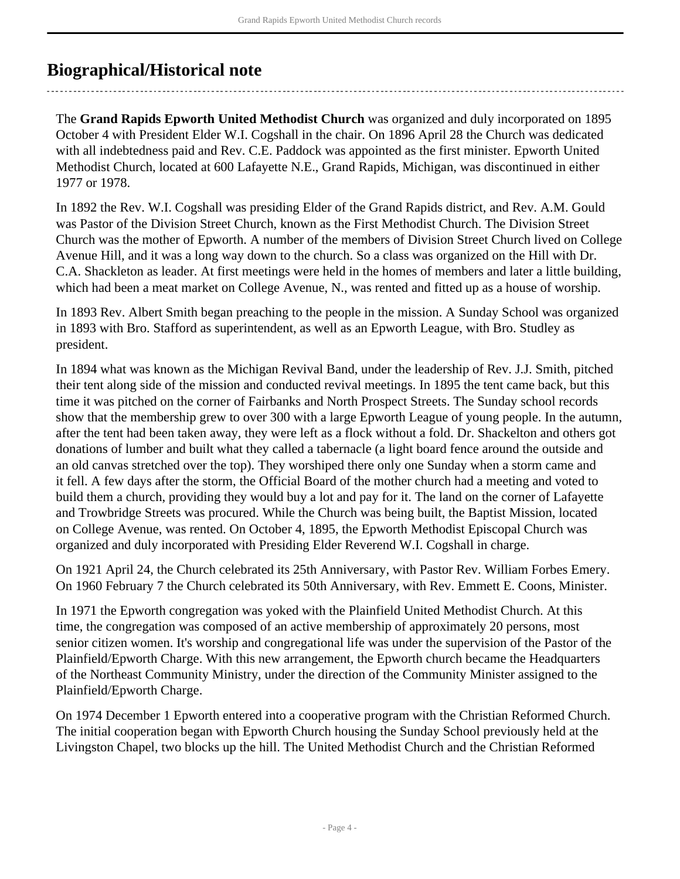## Biographical/Historical note

The **Grand Rapids Epworth United Methodist Church** was organized and duly incorporated on 1895 October 4 with President Elder W.I. Cogshall in the chair. On 1896 April 28 the Church was dedicated with all indebtedness paid and Rev. C.E. Paddock was appointed as the first minister. Epworth United Methodist Church, located at 600 Lafayette N.E., Grand Rapids, Michigan, was discontinued in either 1977 or 1978.

In 1892 the Rev. W.I. Cogshall was presiding Elder of the Grand Rapids district, and Rev. A.M. Gould was Pastor of the Division Street Church, known as the First Methodist Church. The Division Street Church was the mother of Epworth. A number of the members of Division Street Church lived on College Avenue Hill, and it was a long way down to the church. So a class was organized on the Hill with Dr. C.A. Shackleton as leader. At first meetings were held in the homes of members and later a little building, which had been a meat market on College Avenue, N., was rented and fitted up as a house of worship.

In 1893 Rev. Albert Smith began preaching to the people in the mission. A Sunday School was organized in 1893 with Bro. Stafford as superintendent, as well as an Epworth League, with Bro. Studley as president.

In 1894 what was known as the Michigan Revival Band, under the leadership of Rev. J.J. Smith, pitched their tent along side of the mission and conducted revival meetings. In 1895 the tent came back, but this time it was pitched on the corner of Fairbanks and North Prospect Streets. The Sunday school records show that the membership grew to over 300 with a large Epworth League of young people. In the autumn, after the tent had been taken away, they were left as a flock without a fold. Dr. Shackelton and others got donations of lumber and built what they called a tabernacle (a light board fence around the outside and an old canvas stretched over the top). They worshiped there only one Sunday when a storm came and it fell. A few days after the storm, the Official Board of the mother church had a meeting and voted to build them a church, providing they would buy a lot and pay for it. The land on the corner of Lafayette and Trowbridge Streets was procured. While the Church was being built, the Baptist Mission, located on College Avenue, was rented. On October 4, 1895, the Epworth Methodist Episcopal Church was organized and duly incorporated with Presiding Elder Reverend W.I. Cogshall in charge.

On 1921 April 24, the Church celebrated its 25th Anniversary, with Pastor Rev. William Forbes Emery. On 1960 February 7 the Church celebrated its 50th Anniversary, with Rev. Emmett E. Coons, Minister.

In 1971 the Epworth congregation was yoked with the Plainfield United Methodist Church. At this time, the congregation was composed of an active membership of approximately 20 persons, most senior citizen women. It's worship and congregational life was under the supervision of the Pastor of the Plainfield/Epworth Charge. With this new arrangement, the Epworth church became the Headquarters of the Northeast Community Ministry, under the direction of the Community Minister assigned to the Plainfield/Epworth Charge.

On 1974 December 1 Epworth entered into a cooperative program with the Christian Reformed Church. The initial cooperation began with Epworth Church housing the Sunday School previously held at the Livingston Chapel, two blocks up the hill. The United Methodist Church and the Christian Reformed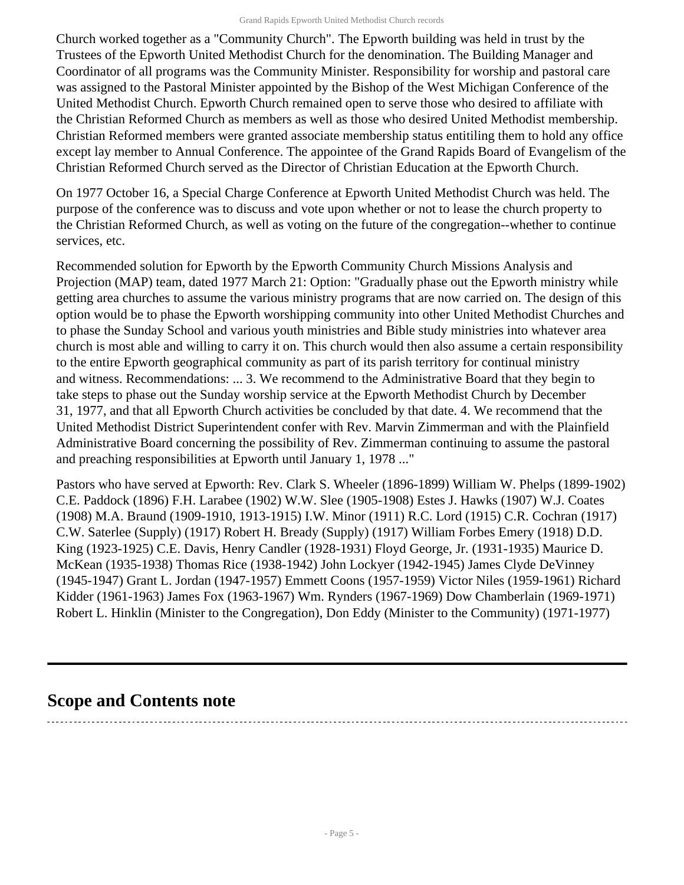Church worked together as a "Community Church". The Epworth building was held in trust by the Trustees of the Epworth United Methodist Church for the denomination. The Building Manager and Coordinator of all programs was the Community Minister. Responsibility for worship and pastoral care was assigned to the Pastoral Minister appointed by the Bishop of the West Michigan Conference of the United Methodist Church. Epworth Church remained open to serve those who desired to affiliate with the Christian Reformed Church as members as well as those who desired United Methodist membership. Christian Reformed members were granted associate membership status entitiling them to hold any office except lay member to Annual Conference. The appointee of the Grand Rapids Board of Evangelism of the Christian Reformed Church served as the Director of Christian Education at the Epworth Church.

On 1977 October 16, a Special Charge Conference at Epworth United Methodist Church was held. The purpose of the conference was to discuss and vote upon whether or not to lease the church property to the Christian Reformed Church, as well as voting on the future of the congregation--whether to continue services, etc.

Recommended solution for Epworth by the Epworth Community Church Missions Analysis and Projection (MAP) team, dated 1977 March 21: Option: "Gradually phase out the Epworth ministry while getting area churches to assume the various ministry programs that are now carried on. The design of this option would be to phase the Epworth worshipping community into other United Methodist Churches and to phase the Sunday School and various youth ministries and Bible study ministries into whatever area church is most able and willing to carry it on. This church would then also assume a certain responsibility to the entire Epworth geographical community as part of its parish territory for continual ministry and witness. Recommendations: ... 3. We recommend to the Administrative Board that they begin to take steps to phase out the Sunday worship service at the Epworth Methodist Church by December 31, 1977, and that all Epworth Church activities be concluded by that date. 4. We recommend that the United Methodist District Superintendent confer with Rev. Marvin Zimmerman and with the Plainfield Administrative Board concerning the possibility of Rev. Zimmerman continuing to assume the pastoral and preaching responsibilities at Epworth until January 1, 1978 ..."

Pastors who have served at Epworth: Rev. Clark S. Wheeler (1896-1899) William W. Phelps (1899-1902) C.E. Paddock (1896) F.H. Larabee (1902) W.W. Slee (1905-1908) Estes J. Hawks (1907) W.J. Coates (1908) M.A. Braund (1909-1910, 1913-1915) I.W. Minor (1911) R.C. Lord (1915) C.R. Cochran (1917) C.W. Saterlee (Supply) (1917) Robert H. Bready (Supply) (1917) William Forbes Emery (1918) D.D. King (1923-1925) C.E. Davis, Henry Candler (1928-1931) Floyd George, Jr. (1931-1935) Maurice D. McKean (1935-1938) Thomas Rice (1938-1942) John Lockyer (1942-1945) James Clyde DeVinney (1945-1947) Grant L. Jordan (1947-1957) Emmett Coons (1957-1959) Victor Niles (1959-1961) Richard Kidder (1961-1963) James Fox (1963-1967) Wm. Rynders (1967-1969) Dow Chamberlain (1969-1971) Robert L. Hinklin (Minister to the Congregation), Don Eddy (Minister to the Community) (1971-1977)

## Scope and Contents note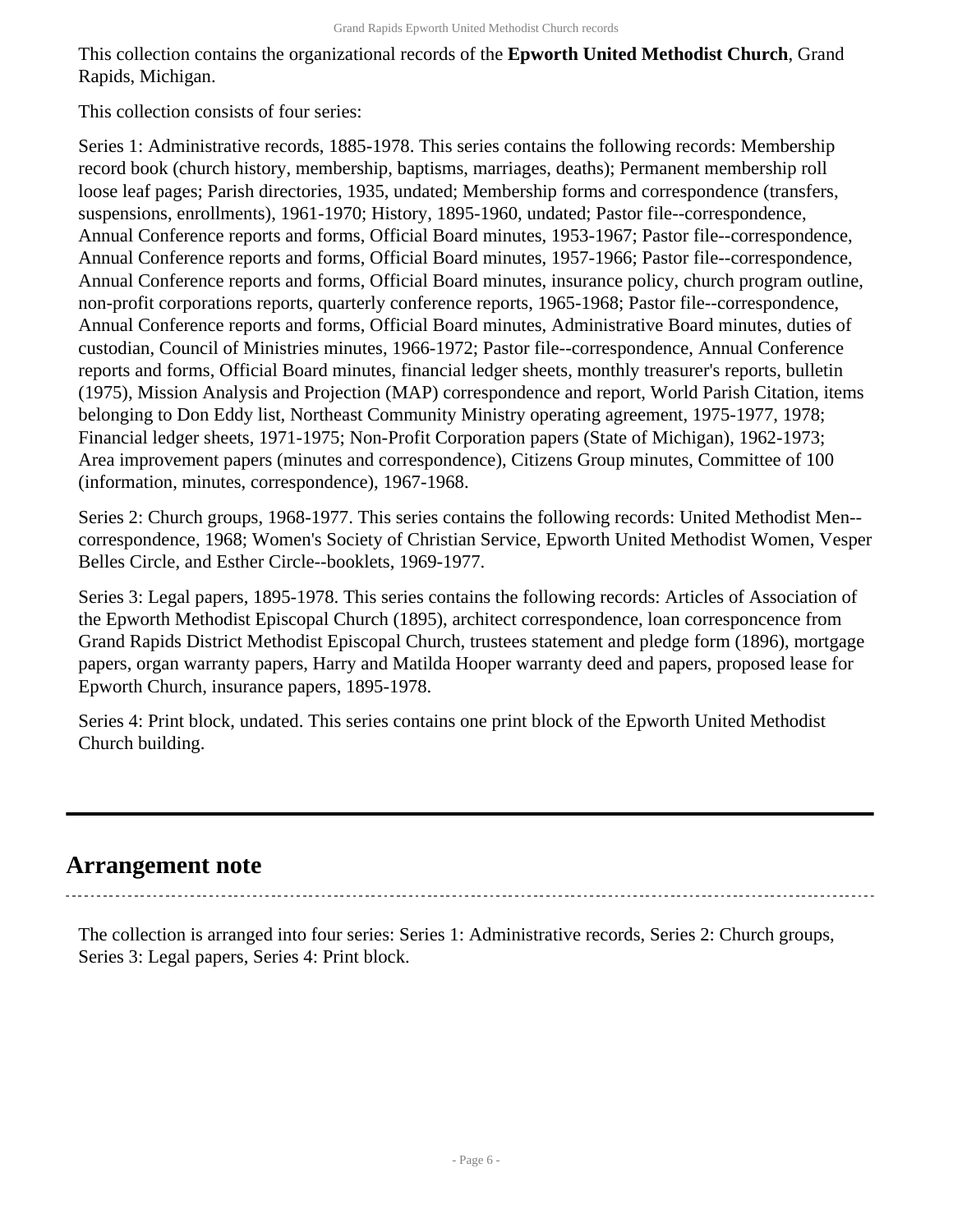This collection contains the organizational records of the **Epworth United Methodist Church**, Grand Rapids, Michigan.

This collection consists of four series:

Series 1: Administrative records, 1885-1978. This series contains the following records: Membership record book (church history, membership, baptisms, marriages, deaths); Permanent membership roll loose leaf pages; Parish directories, 1935, undated; Membership forms and correspondence (transfers, suspensions, enrollments), 1961-1970; History, 1895-1960, undated; Pastor file--correspondence, Annual Conference reports and forms, Official Board minutes, 1953-1967; Pastor file--correspondence, Annual Conference reports and forms, Official Board minutes, 1957-1966; Pastor file--correspondence, Annual Conference reports and forms, Official Board minutes, insurance policy, church program outline, non-profit corporations reports, quarterly conference reports, 1965-1968; Pastor file--correspondence, Annual Conference reports and forms, Official Board minutes, Administrative Board minutes, duties of custodian, Council of Ministries minutes, 1966-1972; Pastor file--correspondence, Annual Conference reports and forms, Official Board minutes, financial ledger sheets, monthly treasurer's reports, bulletin (1975), Mission Analysis and Projection (MAP) correspondence and report, World Parish Citation, items belonging to Don Eddy list, Northeast Community Ministry operating agreement, 1975-1977, 1978; Financial ledger sheets, 1971-1975; Non-Profit Corporation papers (State of Michigan), 1962-1973; Area improvement papers (minutes and correspondence), Citizens Group minutes, Committee of 100 (information, minutes, correspondence), 1967-1968.

Series 2: Church groups, 1968-1977. This series contains the following records: United Methodist Men--correspondence, 1968; Women's Society of Christian Service, Epworth United Methodist Women, Vesper Belles Circle, and Esther Circle--booklets, 1969-1977.

Series 3: Legal papers, 1895-1978. This series contains the following records: Articles of Association of the Epworth Methodist Episcopal Church (1895), architect correspondence, loan corresponcence from Grand Rapids District Methodist Episcopal Church, trustees statement and pledge form (1896), mortgage papers, organ warranty papers, Harry and Matilda Hooper warranty deed and papers, proposed lease for Epworth Church, insurance papers, 1895-1978.

Series 4: Print block, undated. This series contains one print block of the Epworth United Methodist Church building.

## Arrangement note

The collection is arranged into four series: Series 1: Administrative records, Series 2: Church groups, Series 3: Legal papers, Series 4: Print block.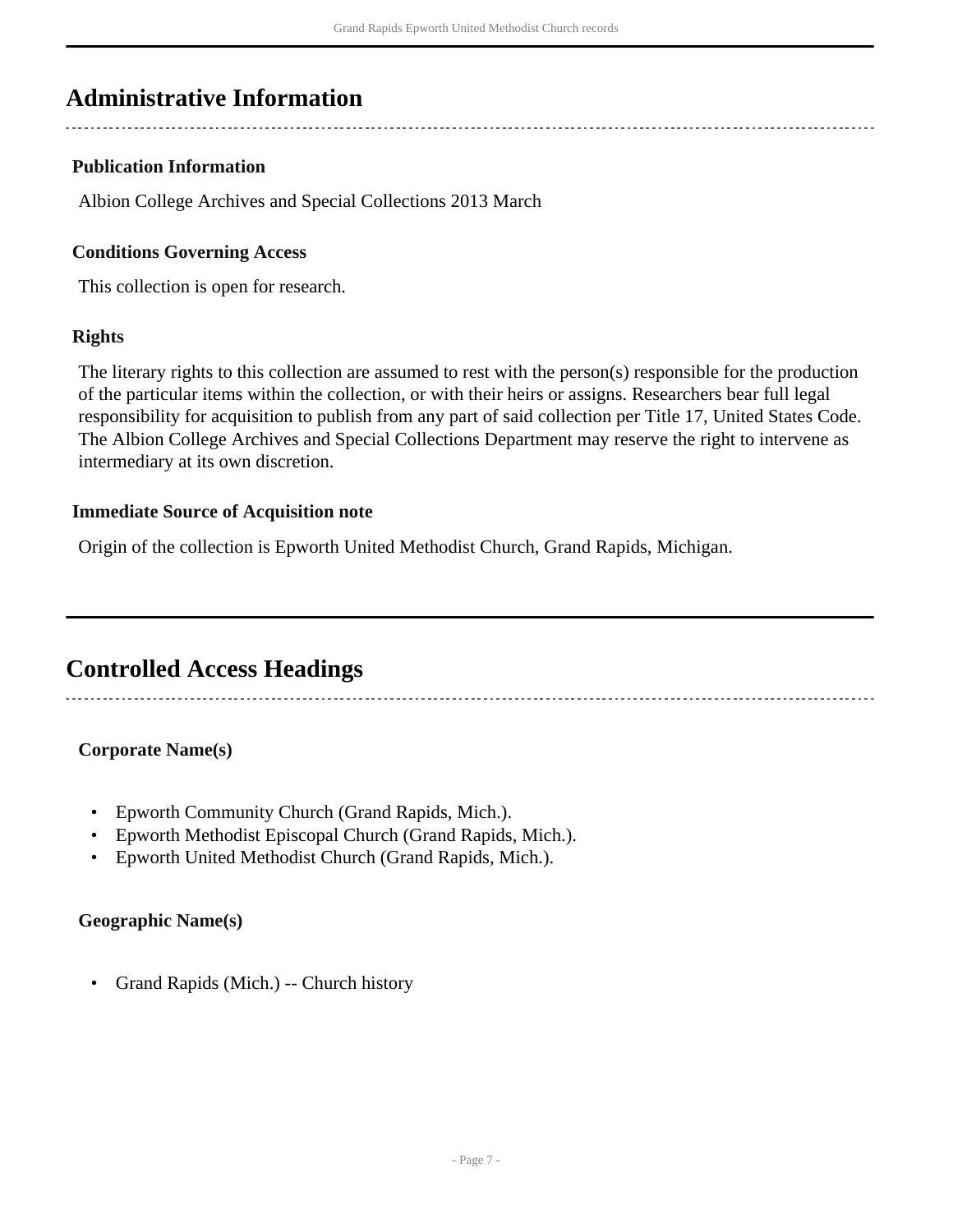## Administrative Information

### Publication Information

Albion College Archives and Special Collections 2013 March

### Conditions Governing Access

This collection is open for research.

### Rights

The literary rights to this collection are assumed to rest with the person(s) responsible for the production of the particular items within the collection, or with their heirs or assigns. Researchers bear full legal responsibility for acquisition to publish from any part of said collection per Title 17, United States Code. The Albion College Archives and Special Collections Department may reserve the right to intervene as intermediary at its own discretion.

### Immediate Source of Acquisition note

Origin of the collection is Epworth United Methodist Church, Grand Rapids, Michigan.

## Controlled Access Headings

### Corporate Name(s)

- Epworth Community Church (Grand Rapids, Mich.).
- Epworth Methodist Episcopal Church (Grand Rapids, Mich.).
- Epworth United Methodist Church (Grand Rapids, Mich.).

### Geographic Name(s)

- Grand Rapids (Mich.) -- Church history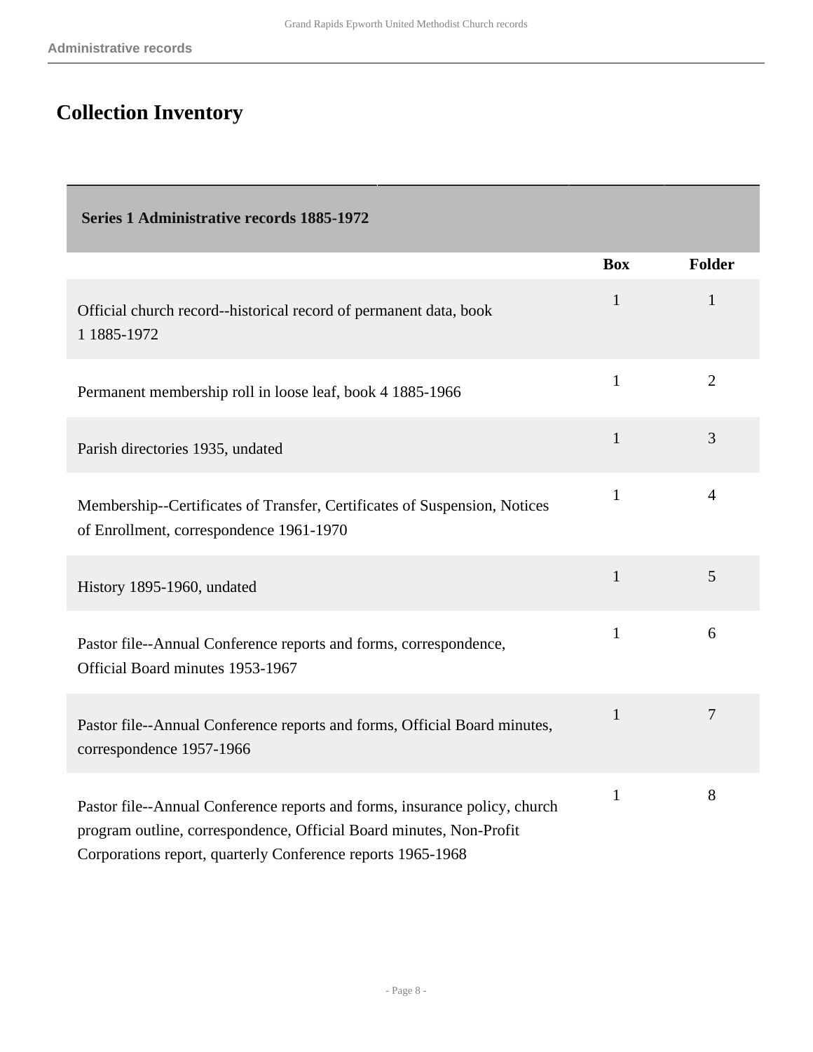## Collection Inventory

| Series 1 Administrative records 1885-1972 | | |
| --- | --- | --- |
| | **Box** | **Folder** |
| Official church record--historical record of permanent data, book 1 1885-1972 | 1 | 1 |
| Permanent membership roll in loose leaf, book 4 1885-1966 | 1 | 2 |
| Parish directories 1935, undated | 1 | 3 |
| Membership--Certificates of Transfer, Certificates of Suspension, Notices of Enrollment, correspondence 1961-1970 | 1 | 4 |
| History 1895-1960, undated | 1 | 5 |
| Pastor file--Annual Conference reports and forms, correspondence, Official Board minutes 1953-1967 | 1 | 6 |
| Pastor file--Annual Conference reports and forms, Official Board minutes, correspondence 1957-1966 | 1 | 7 |
| Pastor file--Annual Conference reports and forms, insurance policy, church program outline, correspondence, Official Board minutes, Non-Profit Corporations report, quarterly Conference reports 1965-1968 | 1 | 8 |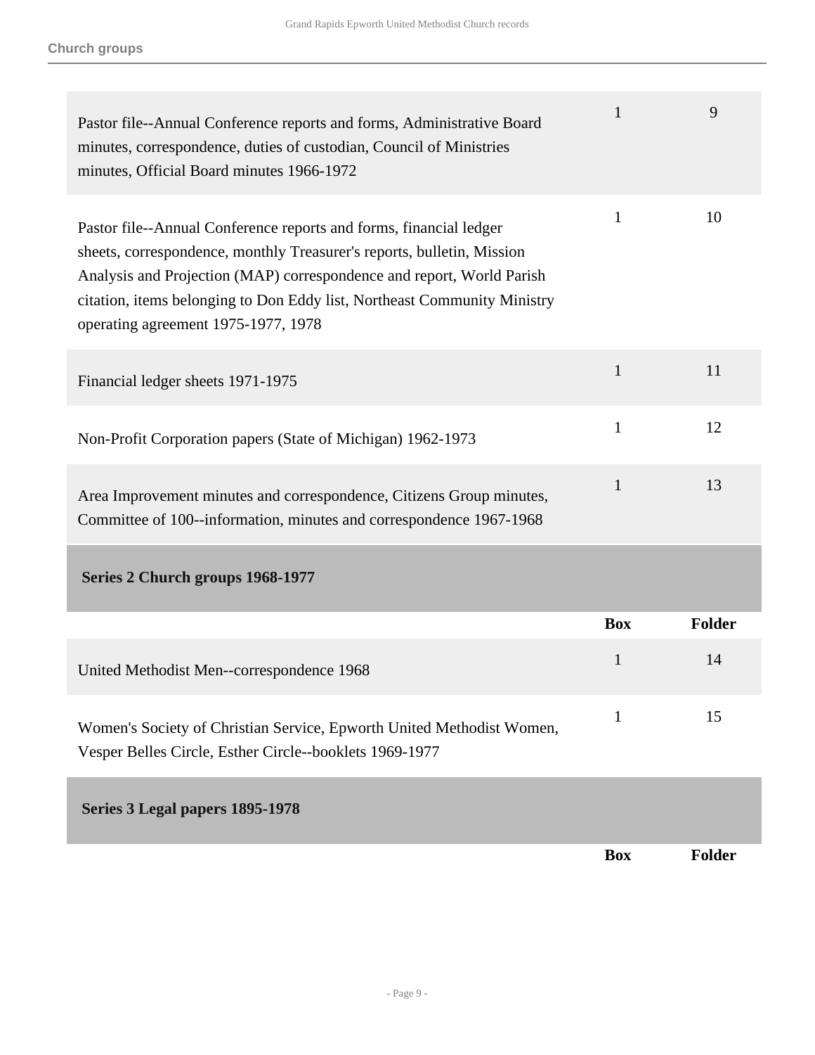| | Box | Folder |
|---|---|---|
| Pastor file--Annual Conference reports and forms, Administrative Board minutes, correspondence, duties of custodian, Council of Ministries minutes, Official Board minutes 1966-1972 | 1 | 9 |
| Pastor file--Annual Conference reports and forms, financial ledger sheets, correspondence, monthly Treasurer's reports, bulletin, Mission Analysis and Projection (MAP) correspondence and report, World Parish citation, items belonging to Don Eddy list, Northeast Community Ministry operating agreement 1975-1977, 1978 | 1 | 10 |
| Financial ledger sheets 1971-1975 | 1 | 11 |
| Non-Profit Corporation papers (State of Michigan) 1962-1973 | 1 | 12 |
| Area Improvement minutes and correspondence, Citizens Group minutes, Committee of 100--information, minutes and correspondence 1967-1968 | 1 | 13 |

**Series 2 Church groups 1968-1977**

| | Box | Folder |
|---|---|---|
| United Methodist Men--correspondence 1968 | 1 | 14 |
| Women's Society of Christian Service, Epworth United Methodist Women, Vesper Belles Circle, Esther Circle--booklets 1969-1977 | 1 | 15 |

**Series 3 Legal papers 1895-1978**

| | Box | Folder |
|---|---|---|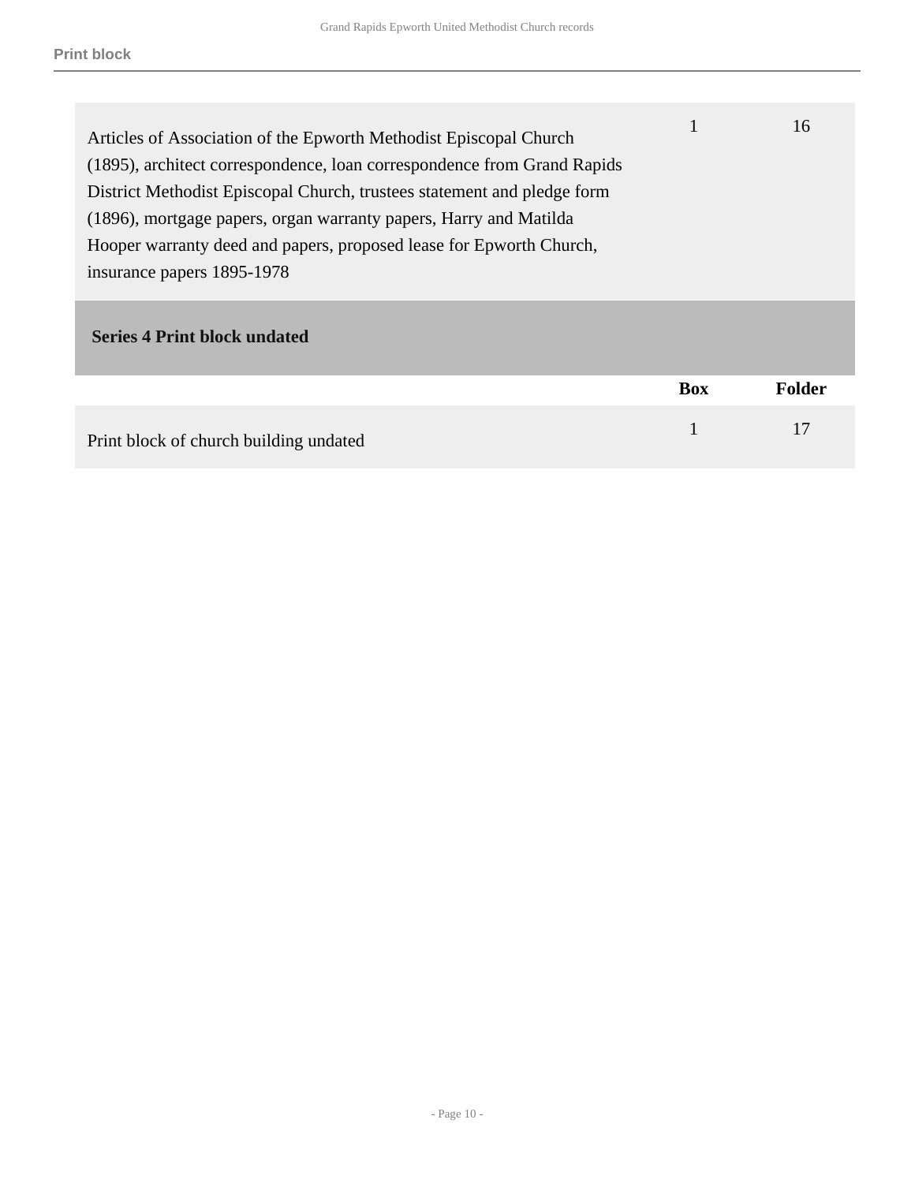| | Box | Folder |
|---|---|---|
| Articles of Association of the Epworth Methodist Episcopal Church (1895), architect correspondence, loan correspondence from Grand Rapids District Methodist Episcopal Church, trustees statement and pledge form (1896), mortgage papers, organ warranty papers, Harry and Matilda Hooper warranty deed and papers, proposed lease for Epworth Church, insurance papers 1895-1978 | 1 | 16 |

## Series 4 Print block undated

| | Box | Folder |
|---|---|---|
| Print block of church building undated | 1 | 17 |